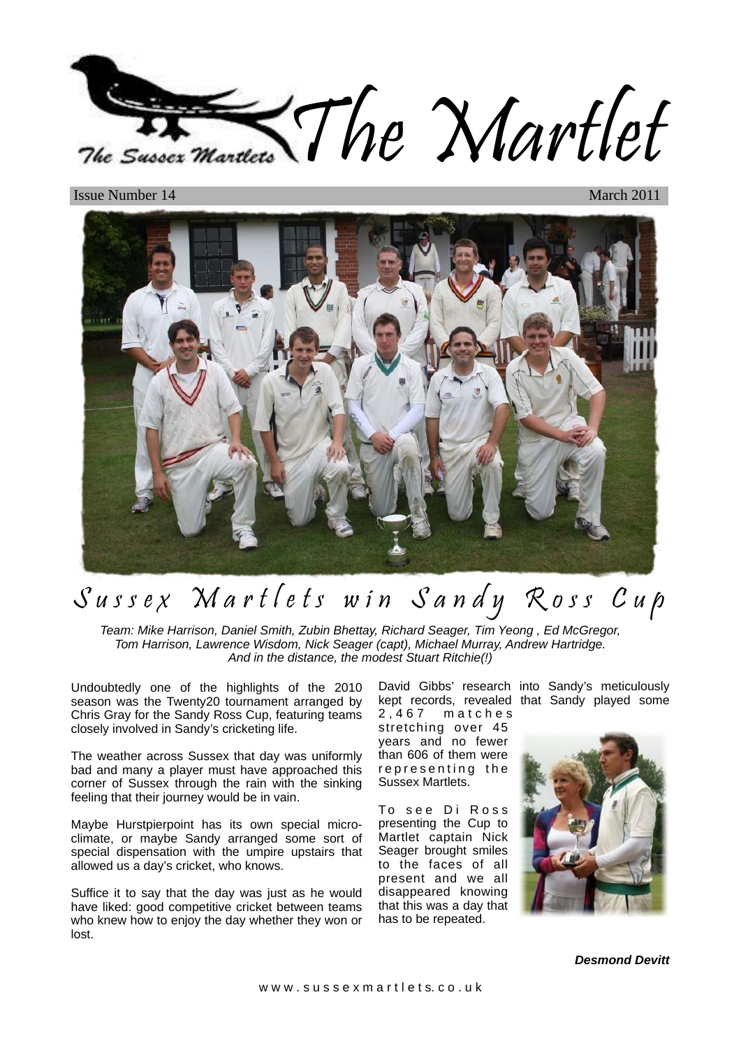# The Martlet

The Sussex Martlets

Issue Number 14 March 2011

## Sussex Martlets win Sandy Ross Cup

*Team: Mike Harrison, Daniel Smith, Zubin Bhettay, Richard Seager, Tim Yeong , Ed McGregor, Tom Harrison, Lawrence Wisdom, Nick Seager (capt), Michael Murray, Andrew Hartridge. And in the distance, the modest Stuart Ritchie(!)*

Undoubtedly one of the highlights of the 2010 season was the Twenty20 tournament arranged by Chris Gray for the Sandy Ross Cup, featuring teams closely involved in Sandy's cricketing life.

The weather across Sussex that day was uniformly bad and many a player must have approached this corner of Sussex through the rain with the sinking feeling that their journey would be in vain.

Maybe Hurstpierpoint has its own special micro-climate, or maybe Sandy arranged some sort of special dispensation with the umpire upstairs that allowed us a day's cricket, who knows.

Suffice it to say that the day was just as he would have liked: good competitive cricket between teams who knew how to enjoy the day whether they won or lost.

David Gibbs' research into Sandy's meticulously kept records, revealed that Sandy played some 2,467 matches stretching over 45 years and no fewer than 606 of them were representing the Sussex Martlets.

To see Di Ross presenting the Cup to Martlet captain Nick Seager brought smiles to the faces of all present and we all disappeared knowing that this was a day that has to be repeated.

***Desmond Devitt***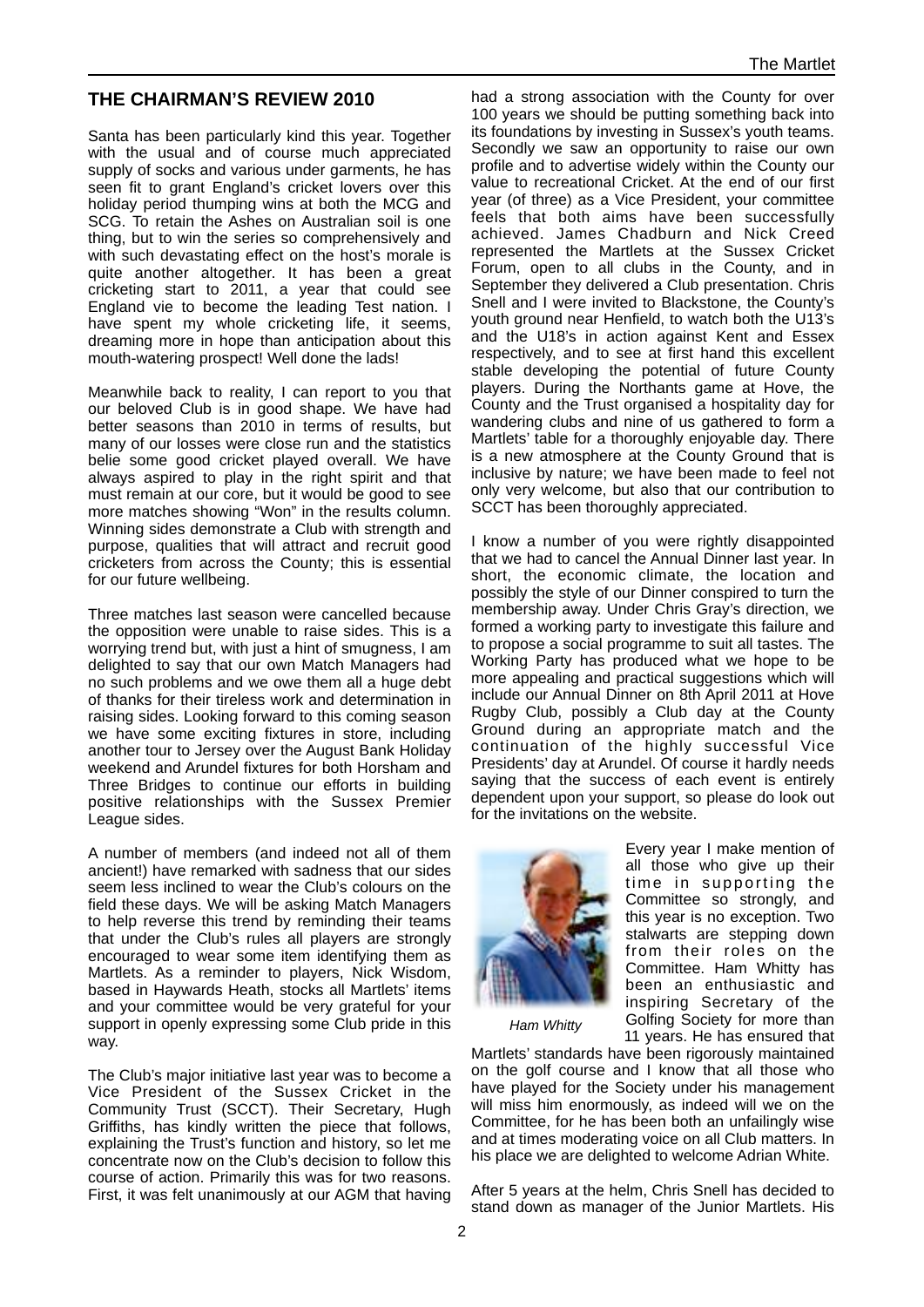## THE CHAIRMAN'S REVIEW 2010

Santa has been particularly kind this year. Together with the usual and of course much appreciated supply of socks and various under garments, he has seen fit to grant England's cricket lovers over this holiday period thumping wins at both the MCG and SCG. To retain the Ashes on Australian soil is one thing, but to win the series so comprehensively and with such devastating effect on the host's morale is quite another altogether. It has been a great cricketing start to 2011, a year that could see England vie to become the leading Test nation. I have spent my whole cricketing life, it seems, dreaming more in hope than anticipation about this mouth-watering prospect! Well done the lads!

Meanwhile back to reality, I can report to you that our beloved Club is in good shape. We have had better seasons than 2010 in terms of results, but many of our losses were close run and the statistics belie some good cricket played overall. We have always aspired to play in the right spirit and that must remain at our core, but it would be good to see more matches showing "Won" in the results column. Winning sides demonstrate a Club with strength and purpose, qualities that will attract and recruit good cricketers from across the County; this is essential for our future wellbeing.

Three matches last season were cancelled because the opposition were unable to raise sides. This is a worrying trend but, with just a hint of smugness, I am delighted to say that our own Match Managers had no such problems and we owe them all a huge debt of thanks for their tireless work and determination in raising sides. Looking forward to this coming season we have some exciting fixtures in store, including another tour to Jersey over the August Bank Holiday weekend and Arundel fixtures for both Horsham and Three Bridges to continue our efforts in building positive relationships with the Sussex Premier League sides.

A number of members (and indeed not all of them ancient!) have remarked with sadness that our sides seem less inclined to wear the Club's colours on the field these days. We will be asking Match Managers to help reverse this trend by reminding their teams that under the Club's rules all players are strongly encouraged to wear some item identifying them as Martlets. As a reminder to players, Nick Wisdom, based in Haywards Heath, stocks all Martlets' items and your committee would be very grateful for your support in openly expressing some Club pride in this way.

The Club's major initiative last year was to become a Vice President of the Sussex Cricket in the Community Trust (SCCT). Their Secretary, Hugh Griffiths, has kindly written the piece that follows, explaining the Trust's function and history, so let me concentrate now on the Club's decision to follow this course of action. Primarily this was for two reasons. First, it was felt unanimously at our AGM that having had a strong association with the County for over 100 years we should be putting something back into its foundations by investing in Sussex's youth teams. Secondly we saw an opportunity to raise our own profile and to advertise widely within the County our value to recreational Cricket. At the end of our first year (of three) as a Vice President, your committee feels that both aims have been successfully achieved. James Chadburn and Nick Creed represented the Martlets at the Sussex Cricket Forum, open to all clubs in the County, and in September they delivered a Club presentation. Chris Snell and I were invited to Blackstone, the County's youth ground near Henfield, to watch both the U13's and the U18's in action against Kent and Essex respectively, and to see at first hand this excellent stable developing the potential of future County players. During the Northants game at Hove, the County and the Trust organised a hospitality day for wandering clubs and nine of us gathered to form a Martlets' table for a thoroughly enjoyable day. There is a new atmosphere at the County Ground that is inclusive by nature; we have been made to feel not only very welcome, but also that our contribution to SCCT has been thoroughly appreciated.

I know a number of you were rightly disappointed that we had to cancel the Annual Dinner last year. In short, the economic climate, the location and possibly the style of our Dinner conspired to turn the membership away. Under Chris Gray's direction, we formed a working party to investigate this failure and to propose a social programme to suit all tastes. The Working Party has produced what we hope to be more appealing and practical suggestions which will include our Annual Dinner on 8th April 2011 at Hove Rugby Club, possibly a Club day at the County Ground during an appropriate match and the continuation of the highly successful Vice Presidents' day at Arundel. Of course it hardly needs saying that the success of each event is entirely dependent upon your support, so please do look out for the invitations on the website.

*Ham Whitty*

Every year I make mention of all those who give up their time in supporting the Committee so strongly, and this year is no exception. Two stalwarts are stepping down from their roles on the Committee. Ham Whitty has been an enthusiastic and inspiring Secretary of the Golfing Society for more than 11 years. He has ensured that Martlets' standards have been rigorously maintained on the golf course and I know that all those who have played for the Society under his management will miss him enormously, as indeed will we on the Committee, for he has been both an unfailingly wise and at times moderating voice on all Club matters. In his place we are delighted to welcome Adrian White.

After 5 years at the helm, Chris Snell has decided to stand down as manager of the Junior Martlets. His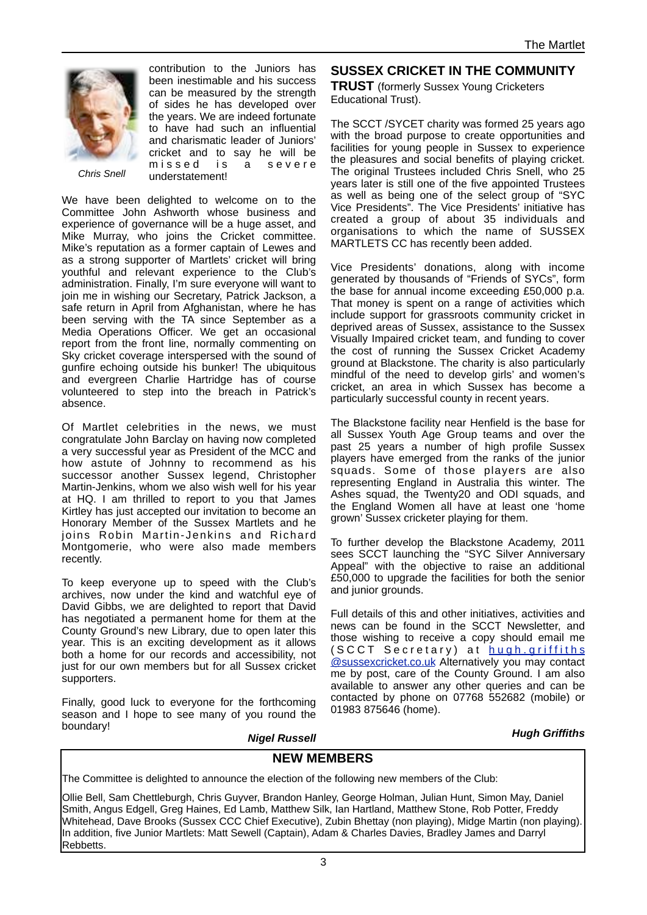contribution to the Juniors has been inestimable and his success can be measured by the strength of sides he has developed over the years. We are indeed fortunate to have had such an influential and charismatic leader of Juniors' cricket and to say he will be missed is a severe understatement!

*Chris Snell*

We have been delighted to welcome on to the Committee John Ashworth whose business and experience of governance will be a huge asset, and Mike Murray, who joins the Cricket committee. Mike's reputation as a former captain of Lewes and as a strong supporter of Martlets' cricket will bring youthful and relevant experience to the Club's administration. Finally, I'm sure everyone will want to join me in wishing our Secretary, Patrick Jackson, a safe return in April from Afghanistan, where he has been serving with the TA since September as a Media Operations Officer. We get an occasional report from the front line, normally commenting on Sky cricket coverage interspersed with the sound of gunfire echoing outside his bunker! The ubiquitous and evergreen Charlie Hartridge has of course volunteered to step into the breach in Patrick's absence.

Of Martlet celebrities in the news, we must congratulate John Barclay on having now completed a very successful year as President of the MCC and how astute of Johnny to recommend as his successor another Sussex legend, Christopher Martin-Jenkins, whom we also wish well for his year at HQ. I am thrilled to report to you that James Kirtley has just accepted our invitation to become an Honorary Member of the Sussex Martlets and he joins Robin Martin-Jenkins and Richard Montgomerie, who were also made members recently.

To keep everyone up to speed with the Club's archives, now under the kind and watchful eye of David Gibbs, we are delighted to report that David has negotiated a permanent home for them at the County Ground's new Library, due to open later this year. This is an exciting development as it allows both a home for our records and accessibility, not just for our own members but for all Sussex cricket supporters.

Finally, good luck to everyone for the forthcoming season and I hope to see many of you round the boundary!

***Nigel Russell***

## SUSSEX CRICKET IN THE COMMUNITY TRUST

(formerly Sussex Young Cricketers Educational Trust).

The SCCT /SYCET charity was formed 25 years ago with the broad purpose to create opportunities and facilities for young people in Sussex to experience the pleasures and social benefits of playing cricket. The original Trustees included Chris Snell, who 25 years later is still one of the five appointed Trustees as well as being one of the select group of "SYC Vice Presidents". The Vice Presidents' initiative has created a group of about 35 individuals and organisations to which the name of SUSSEX MARTLETS CC has recently been added.

Vice Presidents' donations, along with income generated by thousands of "Friends of SYCs", form the base for annual income exceeding £50,000 p.a. That money is spent on a range of activities which include support for grassroots community cricket in deprived areas of Sussex, assistance to the Sussex Visually Impaired cricket team, and funding to cover the cost of running the Sussex Cricket Academy ground at Blackstone. The charity is also particularly mindful of the need to develop girls' and women's cricket, an area in which Sussex has become a particularly successful county in recent years.

The Blackstone facility near Henfield is the base for all Sussex Youth Age Group teams and over the past 25 years a number of high profile Sussex players have emerged from the ranks of the junior squads. Some of those players are also representing England in Australia this winter. The Ashes squad, the Twenty20 and ODI squads, and the England Women all have at least one 'home grown' Sussex cricketer playing for them.

To further develop the Blackstone Academy, 2011 sees SCCT launching the "SYC Silver Anniversary Appeal" with the objective to raise an additional £50,000 to upgrade the facilities for both the senior and junior grounds.

Full details of this and other initiatives, activities and news can be found in the SCCT Newsletter, and those wishing to receive a copy should email me (SCCT Secretary) at hugh.griffiths@sussexcricket.co.uk Alternatively you may contact me by post, care of the County Ground. I am also available to answer any other queries and can be contacted by phone on 07768 552682 (mobile) or 01983 875646 (home).

***Hugh Griffiths***

## NEW MEMBERS

The Committee is delighted to announce the election of the following new members of the Club:

Ollie Bell, Sam Chettleburgh, Chris Guyver, Brandon Hanley, George Holman, Julian Hunt, Simon May, Daniel Smith, Angus Edgell, Greg Haines, Ed Lamb, Matthew Silk, Ian Hartland, Matthew Stone, Rob Potter, Freddy Whitehead, Dave Brooks (Sussex CCC Chief Executive), Zubin Bhettay (non playing), Midge Martin (non playing). In addition, five Junior Martlets: Matt Sewell (Captain), Adam & Charles Davies, Bradley James and Darryl Rebbetts.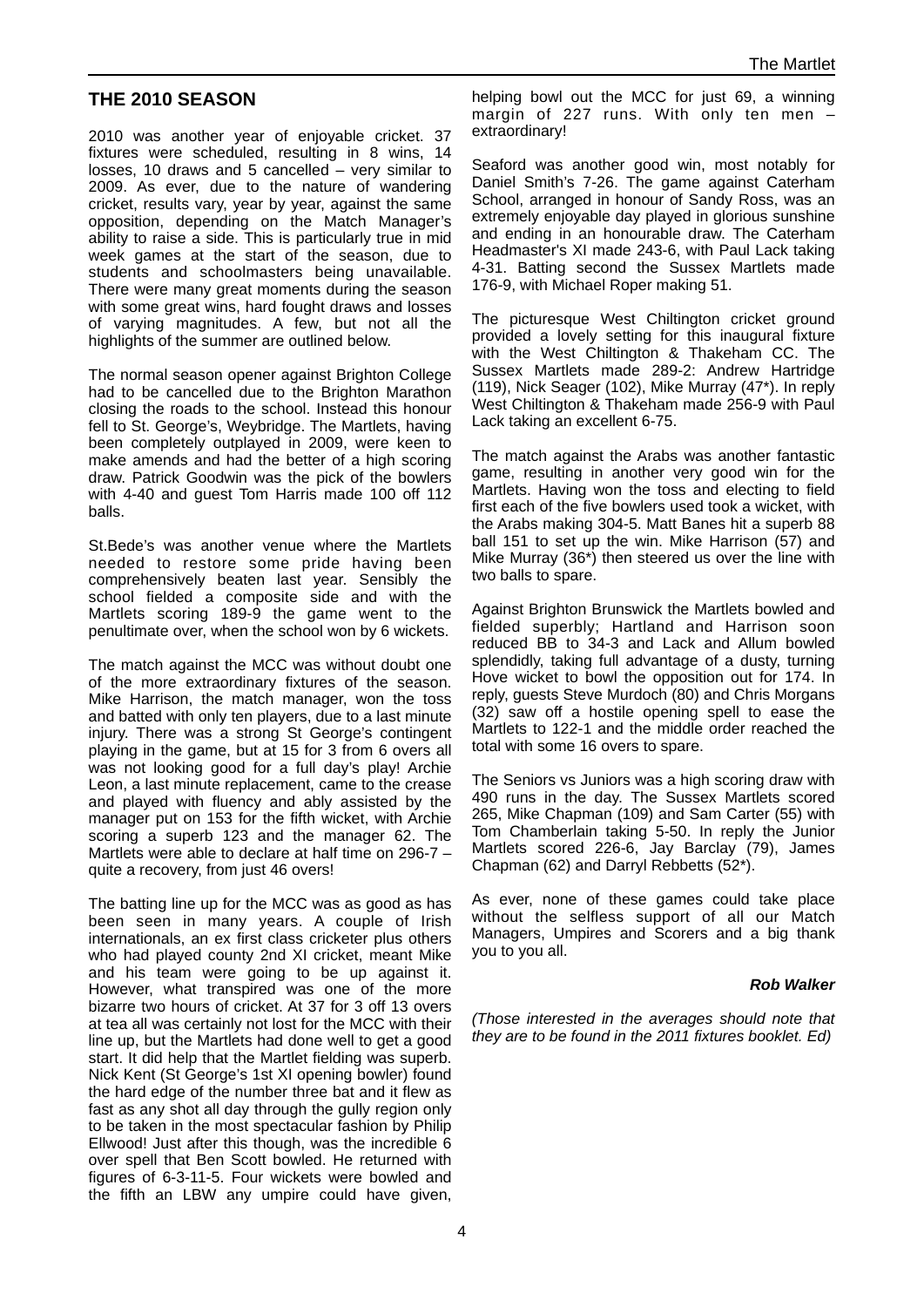## THE 2010 SEASON

2010 was another year of enjoyable cricket. 37 fixtures were scheduled, resulting in 8 wins, 14 losses, 10 draws and 5 cancelled – very similar to 2009. As ever, due to the nature of wandering cricket, results vary, year by year, against the same opposition, depending on the Match Manager's ability to raise a side. This is particularly true in mid week games at the start of the season, due to students and schoolmasters being unavailable. There were many great moments during the season with some great wins, hard fought draws and losses of varying magnitudes. A few, but not all the highlights of the summer are outlined below.

The normal season opener against Brighton College had to be cancelled due to the Brighton Marathon closing the roads to the school. Instead this honour fell to St. George's, Weybridge. The Martlets, having been completely outplayed in 2009, were keen to make amends and had the better of a high scoring draw. Patrick Goodwin was the pick of the bowlers with 4-40 and guest Tom Harris made 100 off 112 balls.

St.Bede's was another venue where the Martlets needed to restore some pride having been comprehensively beaten last year. Sensibly the school fielded a composite side and with the Martlets scoring 189-9 the game went to the penultimate over, when the school won by 6 wickets.

The match against the MCC was without doubt one of the more extraordinary fixtures of the season. Mike Harrison, the match manager, won the toss and batted with only ten players, due to a last minute injury. There was a strong St George's contingent playing in the game, but at 15 for 3 from 6 overs all was not looking good for a full day's play! Archie Leon, a last minute replacement, came to the crease and played with fluency and ably assisted by the manager put on 153 for the fifth wicket, with Archie scoring a superb 123 and the manager 62. The Martlets were able to declare at half time on 296-7 – quite a recovery, from just 46 overs!

The batting line up for the MCC was as good as has been seen in many years. A couple of Irish internationals, an ex first class cricketer plus others who had played county 2nd XI cricket, meant Mike and his team were going to be up against it. However, what transpired was one of the more bizarre two hours of cricket. At 37 for 3 off 13 overs at tea all was certainly not lost for the MCC with their line up, but the Martlets had done well to get a good start. It did help that the Martlet fielding was superb. Nick Kent (St George's 1st XI opening bowler) found the hard edge of the number three bat and it flew as fast as any shot all day through the gully region only to be taken in the most spectacular fashion by Philip Ellwood! Just after this though, was the incredible 6 over spell that Ben Scott bowled. He returned with figures of 6-3-11-5. Four wickets were bowled and the fifth an LBW any umpire could have given, helping bowl out the MCC for just 69, a winning margin of 227 runs. With only ten men – extraordinary!

Seaford was another good win, most notably for Daniel Smith's 7-26. The game against Caterham School, arranged in honour of Sandy Ross, was an extremely enjoyable day played in glorious sunshine and ending in an honourable draw. The Caterham Headmaster's XI made 243-6, with Paul Lack taking 4-31. Batting second the Sussex Martlets made 176-9, with Michael Roper making 51.

The picturesque West Chiltington cricket ground provided a lovely setting for this inaugural fixture with the West Chiltington & Thakeham CC. The Sussex Martlets made 289-2: Andrew Hartridge (119), Nick Seager (102), Mike Murray (47*). In reply West Chiltington & Thakeham made 256-9 with Paul Lack taking an excellent 6-75.

The match against the Arabs was another fantastic game, resulting in another very good win for the Martlets. Having won the toss and electing to field first each of the five bowlers used took a wicket, with the Arabs making 304-5. Matt Banes hit a superb 88 ball 151 to set up the win. Mike Harrison (57) and Mike Murray (36*) then steered us over the line with two balls to spare.

Against Brighton Brunswick the Martlets bowled and fielded superbly; Hartland and Harrison soon reduced BB to 34-3 and Lack and Allum bowled splendidly, taking full advantage of a dusty, turning Hove wicket to bowl the opposition out for 174. In reply, guests Steve Murdoch (80) and Chris Morgans (32) saw off a hostile opening spell to ease the Martlets to 122-1 and the middle order reached the total with some 16 overs to spare.

The Seniors vs Juniors was a high scoring draw with 490 runs in the day. The Sussex Martlets scored 265, Mike Chapman (109) and Sam Carter (55) with Tom Chamberlain taking 5-50. In reply the Junior Martlets scored 226-6, Jay Barclay (79), James Chapman (62) and Darryl Rebbetts (52*).

As ever, none of these games could take place without the selfless support of all our Match Managers, Umpires and Scorers and a big thank you to you all.

***Rob Walker***

*(Those interested in the averages should note that they are to be found in the 2011 fixtures booklet. Ed)*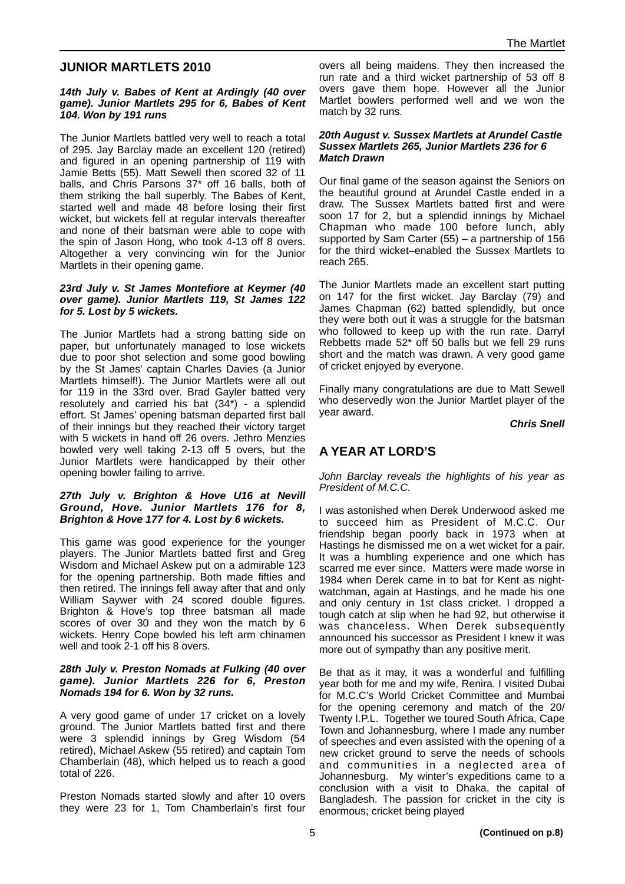## JUNIOR MARTLETS 2010

***14th July v. Babes of Kent at Ardingly (40 over game). Junior Martlets 295 for 6, Babes of Kent 104. Won by 191 runs***

The Junior Martlets battled very well to reach a total of 295. Jay Barclay made an excellent 120 (retired) and figured in an opening partnership of 119 with Jamie Betts (55). Matt Sewell then scored 32 of 11 balls, and Chris Parsons 37* off 16 balls, both of them striking the ball superbly. The Babes of Kent, started well and made 48 before losing their first wicket, but wickets fell at regular intervals thereafter and none of their batsman were able to cope with the spin of Jason Hong, who took 4-13 off 8 overs. Altogether a very convincing win for the Junior Martlets in their opening game.

***23rd July v. St James Montefiore at Keymer (40 over game). Junior Martlets 119, St James 122 for 5. Lost by 5 wickets.***

The Junior Martlets had a strong batting side on paper, but unfortunately managed to lose wickets due to poor shot selection and some good bowling by the St James' captain Charles Davies (a Junior Martlets himself!). The Junior Martlets were all out for 119 in the 33rd over. Brad Gayler batted very resolutely and carried his bat (34*) - a splendid effort. St James' opening batsman departed first ball of their innings but they reached their victory target with 5 wickets in hand off 26 overs. Jethro Menzies bowled very well taking 2-13 off 5 overs, but the Junior Martlets were handicapped by their other opening bowler failing to arrive.

***27th July v. Brighton & Hove U16 at Nevill Ground, Hove. Junior Martlets 176 for 8, Brighton & Hove 177 for 4. Lost by 6 wickets.***

This game was good experience for the younger players. The Junior Martlets batted first and Greg Wisdom and Michael Askew put on a admirable 123 for the opening partnership. Both made fifties and then retired. The innings fell away after that and only William Saywer with 24 scored double figures. Brighton & Hove's top three batsman all made scores of over 30 and they won the match by 6 wickets. Henry Cope bowled his left arm chinamen well and took 2-1 off his 8 overs.

***28th July v. Preston Nomads at Fulking (40 over game). Junior Martlets 226 for 6, Preston Nomads 194 for 6. Won by 32 runs.***

A very good game of under 17 cricket on a lovely ground. The Junior Martlets batted first and there were 3 splendid innings by Greg Wisdom (54 retired), Michael Askew (55 retired) and captain Tom Chamberlain (48), which helped us to reach a good total of 226.

Preston Nomads started slowly and after 10 overs they were 23 for 1, Tom Chamberlain's first four overs all being maidens. They then increased the run rate and a third wicket partnership of 53 off 8 overs gave them hope. However all the Junior Martlet bowlers performed well and we won the match by 32 runs.

***20th August v. Sussex Martlets at Arundel Castle Sussex Martlets 265, Junior Martlets 236 for 6 Match Drawn***

Our final game of the season against the Seniors on the beautiful ground at Arundel Castle ended in a draw. The Sussex Martlets batted first and were soon 17 for 2, but a splendid innings by Michael Chapman who made 100 before lunch, ably supported by Sam Carter (55) – a partnership of 156 for the third wicket–enabled the Sussex Martlets to reach 265.

The Junior Martlets made an excellent start putting on 147 for the first wicket. Jay Barclay (79) and James Chapman (62) batted splendidly, but once they were both out it was a struggle for the batsman who followed to keep up with the run rate. Darryl Rebbetts made 52* off 50 balls but we fell 29 runs short and the match was drawn. A very good game of cricket enjoyed by everyone.

Finally many congratulations are due to Matt Sewell who deservedly won the Junior Martlet player of the year award.

***Chris Snell***

## A YEAR AT LORD'S

*John Barclay reveals the highlights of his year as President of M.C.C.*

I was astonished when Derek Underwood asked me to succeed him as President of M.C.C. Our friendship began poorly back in 1973 when at Hastings he dismissed me on a wet wicket for a pair. It was a humbling experience and one which has scarred me ever since. Matters were made worse in 1984 when Derek came in to bat for Kent as night-watchman, again at Hastings, and he made his one and only century in 1st class cricket. I dropped a tough catch at slip when he had 92, but otherwise it was chanceless. When Derek subsequently announced his successor as President I knew it was more out of sympathy than any positive merit.

Be that as it may, it was a wonderful and fulfilling year both for me and my wife, Renira. I visited Dubai for M.C.C's World Cricket Committee and Mumbai for the opening ceremony and match of the 20/ Twenty I.P.L. Together we toured South Africa, Cape Town and Johannesburg, where I made any number of speeches and even assisted with the opening of a new cricket ground to serve the needs of schools and communities in a neglected area of Johannesburg. My winter's expeditions came to a conclusion with a visit to Dhaka, the capital of Bangladesh. The passion for cricket in the city is enormous; cricket being played

**(Continued on p.8)**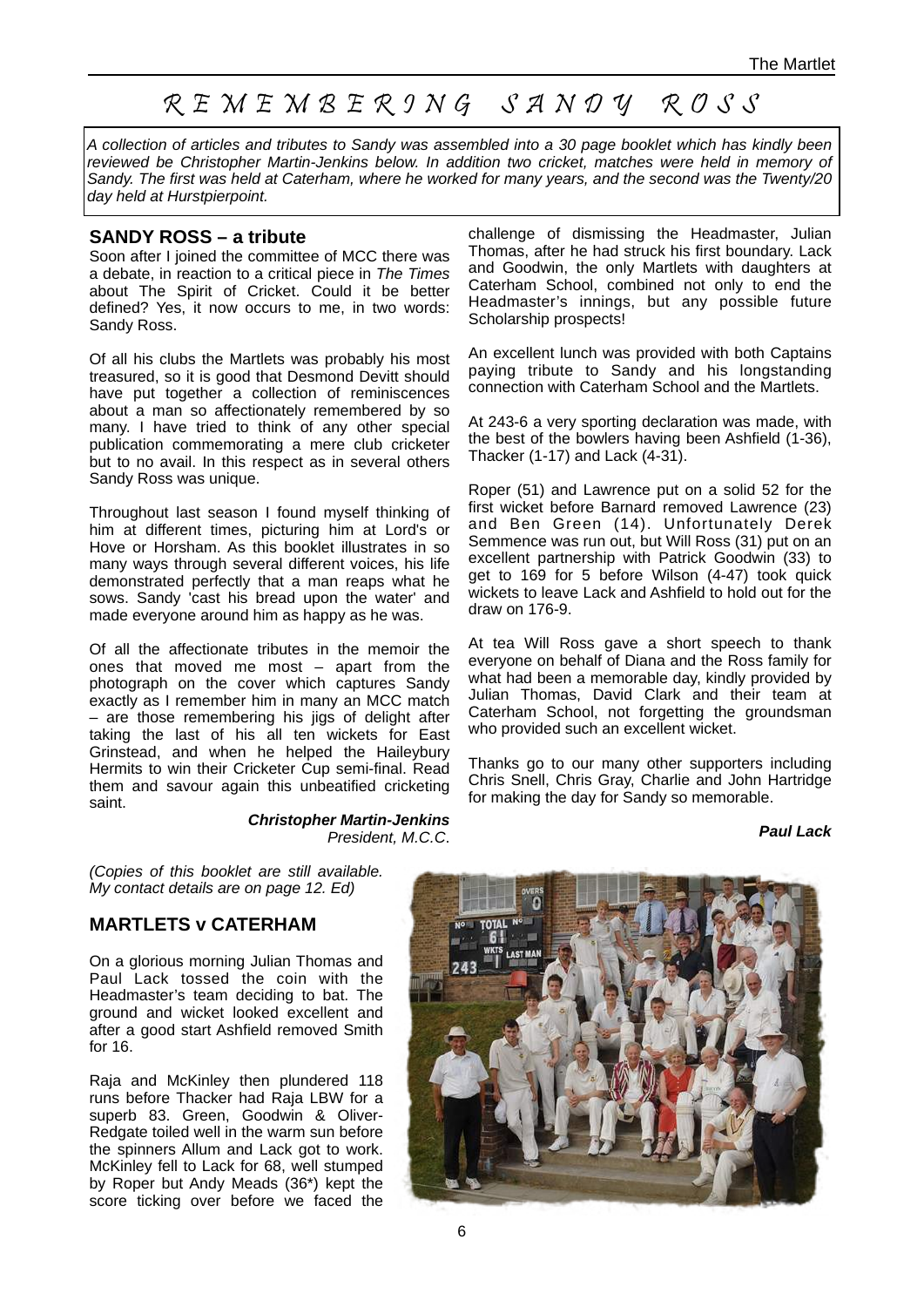# REMEMBERING SANDY ROSS

*A collection of articles and tributes to Sandy was assembled into a 30 page booklet which has kindly been reviewed be Christopher Martin-Jenkins below. In addition two cricket, matches were held in memory of Sandy. The first was held at Caterham, where he worked for many years, and the second was the Twenty/20 day held at Hurstpierpoint.*

## SANDY ROSS – a tribute

Soon after I joined the committee of MCC there was a debate, in reaction to a critical piece in *The Times* about The Spirit of Cricket. Could it be better defined? Yes, it now occurs to me, in two words: Sandy Ross.

Of all his clubs the Martlets was probably his most treasured, so it is good that Desmond Devitt should have put together a collection of reminiscences about a man so affectionately remembered by so many. I have tried to think of any other special publication commemorating a mere club cricketer but to no avail. In this respect as in several others Sandy Ross was unique.

Throughout last season I found myself thinking of him at different times, picturing him at Lord's or Hove or Horsham. As this booklet illustrates in so many ways through several different voices, his life demonstrated perfectly that a man reaps what he sows. Sandy 'cast his bread upon the water' and made everyone around him as happy as he was.

Of all the affectionate tributes in the memoir the ones that moved me most – apart from the photograph on the cover which captures Sandy exactly as I remember him in many an MCC match – are those remembering his jigs of delight after taking the last of his all ten wickets for East Grinstead, and when he helped the Haileybury Hermits to win their Cricketer Cup semi-final. Read them and savour again this unbeatified cricketing saint.

***Christopher Martin-Jenkins***
*President, M.C.C.*

*(Copies of this booklet are still available. My contact details are on page 12. Ed)*

## MARTLETS v CATERHAM

On a glorious morning Julian Thomas and Paul Lack tossed the coin with the Headmaster's team deciding to bat. The ground and wicket looked excellent and after a good start Ashfield removed Smith for 16.

Raja and McKinley then plundered 118 runs before Thacker had Raja LBW for a superb 83. Green, Goodwin & Oliver-Redgate toiled well in the warm sun before the spinners Allum and Lack got to work. McKinley fell to Lack for 68, well stumped by Roper but Andy Meads (36*) kept the score ticking over before we faced the challenge of dismissing the Headmaster, Julian Thomas, after he had struck his first boundary. Lack and Goodwin, the only Martlets with daughters at Caterham School, combined not only to end the Headmaster's innings, but any possible future Scholarship prospects!

An excellent lunch was provided with both Captains paying tribute to Sandy and his longstanding connection with Caterham School and the Martlets.

At 243-6 a very sporting declaration was made, with the best of the bowlers having been Ashfield (1-36), Thacker (1-17) and Lack (4-31).

Roper (51) and Lawrence put on a solid 52 for the first wicket before Barnard removed Lawrence (23) and Ben Green (14). Unfortunately Derek Semmence was run out, but Will Ross (31) put on an excellent partnership with Patrick Goodwin (33) to get to 169 for 5 before Wilson (4-47) took quick wickets to leave Lack and Ashfield to hold out for the draw on 176-9.

At tea Will Ross gave a short speech to thank everyone on behalf of Diana and the Ross family for what had been a memorable day, kindly provided by Julian Thomas, David Clark and their team at Caterham School, not forgetting the groundsman who provided such an excellent wicket.

Thanks go to our many other supporters including Chris Snell, Chris Gray, Charlie and John Hartridge for making the day for Sandy so memorable.

***Paul Lack***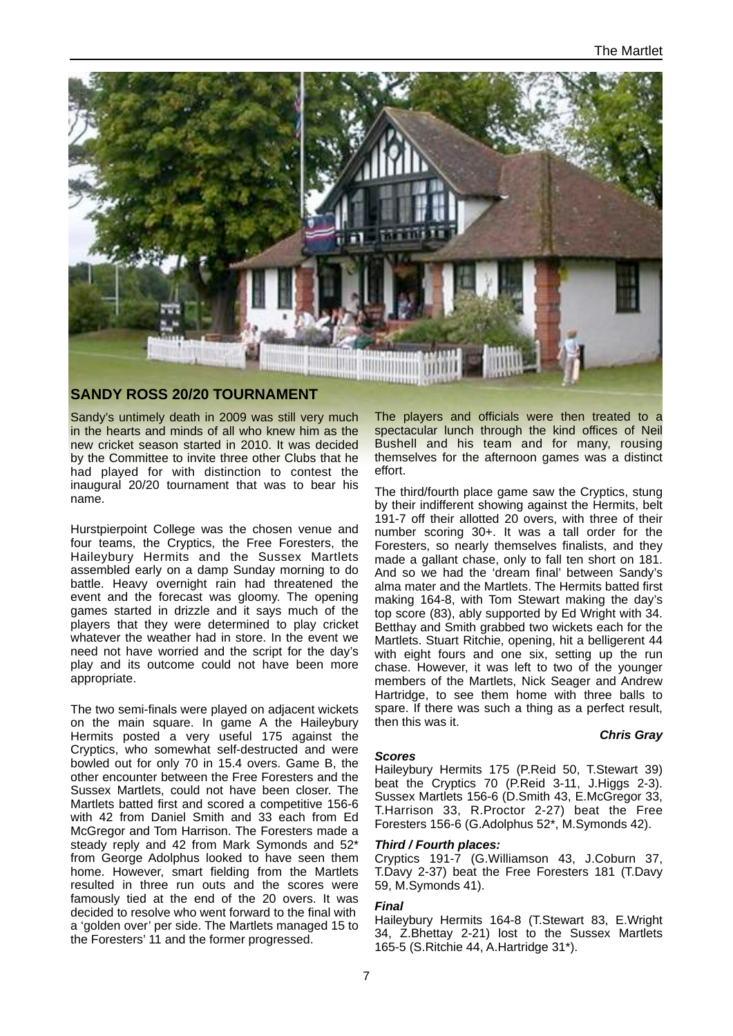## SANDY ROSS 20/20 TOURNAMENT

Sandy's untimely death in 2009 was still very much in the hearts and minds of all who knew him as the new cricket season started in 2010. It was decided by the Committee to invite three other Clubs that he had played for with distinction to contest the inaugural 20/20 tournament that was to bear his name.

Hurstpierpoint College was the chosen venue and four teams, the Cryptics, the Free Foresters, the Haileybury Hermits and the Sussex Martlets assembled early on a damp Sunday morning to do battle. Heavy overnight rain had threatened the event and the forecast was gloomy. The opening games started in drizzle and it says much of the players that they were determined to play cricket whatever the weather had in store. In the event we need not have worried and the script for the day's play and its outcome could not have been more appropriate.

The two semi-finals were played on adjacent wickets on the main square. In game A the Haileybury Hermits posted a very useful 175 against the Cryptics, who somewhat self-destructed and were bowled out for only 70 in 15.4 overs. Game B, the other encounter between the Free Foresters and the Sussex Martlets, could not have been closer. The Martlets batted first and scored a competitive 156-6 with 42 from Daniel Smith and 33 each from Ed McGregor and Tom Harrison. The Foresters made a steady reply and 42 from Mark Symonds and 52* from George Adolphus looked to have seen them home. However, smart fielding from the Martlets resulted in three run outs and the scores were famously tied at the end of the 20 overs. It was decided to resolve who went forward to the final with a 'golden over' per side. The Martlets managed 15 to the Foresters' 11 and the former progressed.

The players and officials were then treated to a spectacular lunch through the kind offices of Neil Bushell and his team and for many, rousing themselves for the afternoon games was a distinct effort.

The third/fourth place game saw the Cryptics, stung by their indifferent showing against the Hermits, belt 191-7 off their allotted 20 overs, with three of their number scoring 30+. It was a tall order for the Foresters, so nearly themselves finalists, and they made a gallant chase, only to fall ten short on 181. And so we had the 'dream final' between Sandy's alma mater and the Martlets. The Hermits batted first making 164-8, with Tom Stewart making the day's top score (83), ably supported by Ed Wright with 34. Betthay and Smith grabbed two wickets each for the Martlets. Stuart Ritchie, opening, hit a belligerent 44 with eight fours and one six, setting up the run chase. However, it was left to two of the younger members of the Martlets, Nick Seager and Andrew Hartridge, to see them home with three balls to spare. If there was such a thing as a perfect result, then this was it.

***Chris Gray***

***Scores***

Haileybury Hermits 175 (P.Reid 50, T.Stewart 39) beat the Cryptics 70 (P.Reid 3-11, J.Higgs 2-3). Sussex Martlets 156-6 (D.Smith 43, E.McGregor 33, T.Harrison 33, R.Proctor 2-27) beat the Free Foresters 156-6 (G.Adolphus 52*, M.Symonds 42).

***Third / Fourth places:***

Cryptics 191-7 (G.Williamson 43, J.Coburn 37, T.Davy 2-37) beat the Free Foresters 181 (T.Davy 59, M.Symonds 41).

***Final***

Haileybury Hermits 164-8 (T.Stewart 83, E.Wright 34, Z.Bhettay 2-21) lost to the Sussex Martlets 165-5 (S.Ritchie 44, A.Hartridge 31*).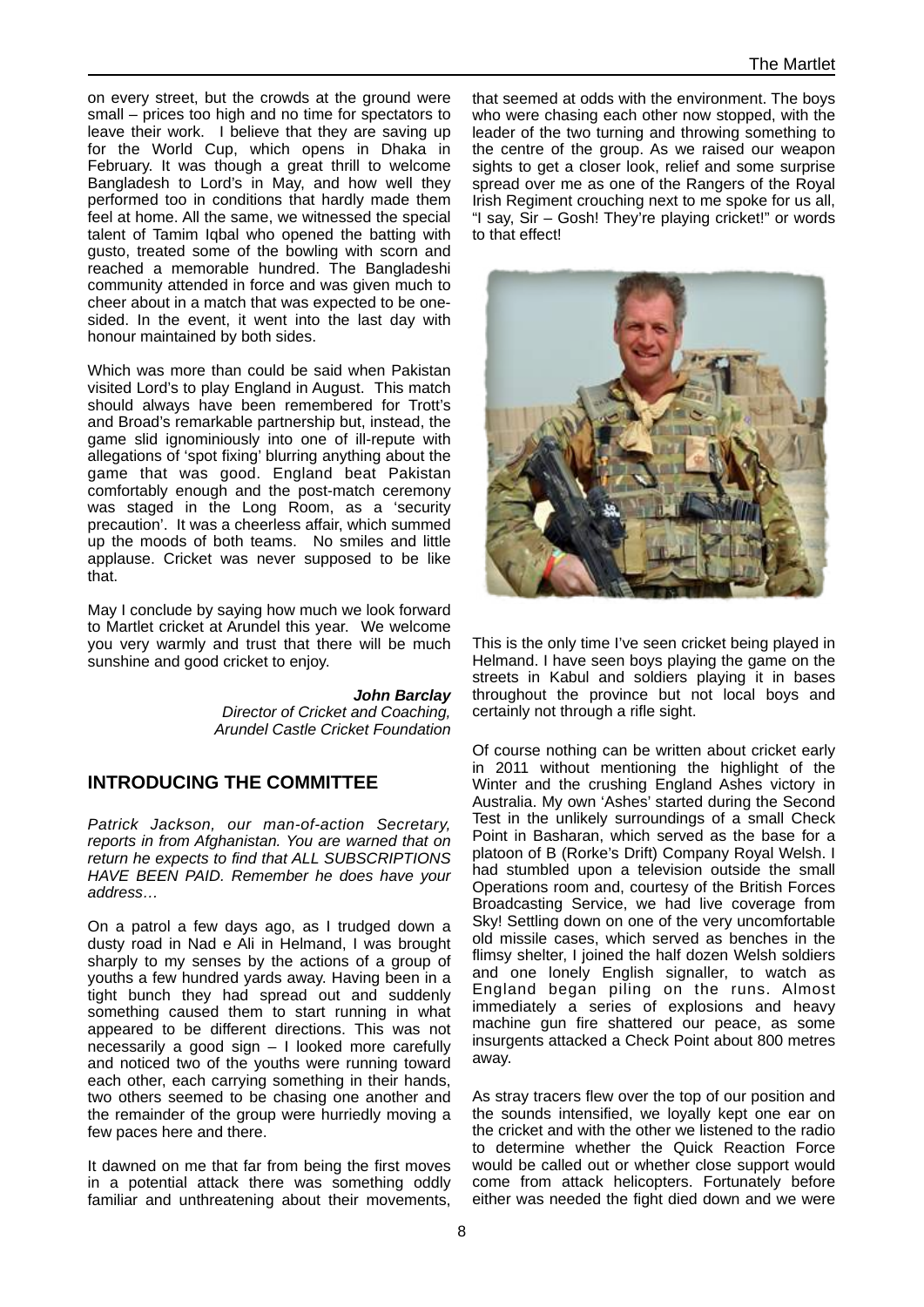on every street, but the crowds at the ground were small – prices too high and no time for spectators to leave their work. I believe that they are saving up for the World Cup, which opens in Dhaka in February. It was though a great thrill to welcome Bangladesh to Lord's in May, and how well they performed too in conditions that hardly made them feel at home. All the same, we witnessed the special talent of Tamim Iqbal who opened the batting with gusto, treated some of the bowling with scorn and reached a memorable hundred. The Bangladeshi community attended in force and was given much to cheer about in a match that was expected to be one-sided. In the event, it went into the last day with honour maintained by both sides.

Which was more than could be said when Pakistan visited Lord's to play England in August. This match should always have been remembered for Trott's and Broad's remarkable partnership but, instead, the game slid ignominiously into one of ill-repute with allegations of 'spot fixing' blurring anything about the game that was good. England beat Pakistan comfortably enough and the post-match ceremony was staged in the Long Room, as a 'security precaution'. It was a cheerless affair, which summed up the moods of both teams. No smiles and little applause. Cricket was never supposed to be like that.

May I conclude by saying how much we look forward to Martlet cricket at Arundel this year. We welcome you very warmly and trust that there will be much sunshine and good cricket to enjoy.

***John Barclay***
*Director of Cricket and Coaching,*
*Arundel Castle Cricket Foundation*

## INTRODUCING THE COMMITTEE

*Patrick Jackson, our man-of-action Secretary, reports in from Afghanistan. You are warned that on return he expects to find that ALL SUBSCRIPTIONS HAVE BEEN PAID. Remember he does have your address…*

On a patrol a few days ago, as I trudged down a dusty road in Nad e Ali in Helmand, I was brought sharply to my senses by the actions of a group of youths a few hundred yards away. Having been in a tight bunch they had spread out and suddenly something caused them to start running in what appeared to be different directions. This was not necessarily a good sign – I looked more carefully and noticed two of the youths were running toward each other, each carrying something in their hands, two others seemed to be chasing one another and the remainder of the group were hurriedly moving a few paces here and there.

It dawned on me that far from being the first moves in a potential attack there was something oddly familiar and unthreatening about their movements, that seemed at odds with the environment. The boys who were chasing each other now stopped, with the leader of the two turning and throwing something to the centre of the group. As we raised our weapon sights to get a closer look, relief and some surprise spread over me as one of the Rangers of the Royal Irish Regiment crouching next to me spoke for us all, "I say, Sir – Gosh! They're playing cricket!" or words to that effect!

This is the only time I've seen cricket being played in Helmand. I have seen boys playing the game on the streets in Kabul and soldiers playing it in bases throughout the province but not local boys and certainly not through a rifle sight.

Of course nothing can be written about cricket early in 2011 without mentioning the highlight of the Winter and the crushing England Ashes victory in Australia. My own 'Ashes' started during the Second Test in the unlikely surroundings of a small Check Point in Basharan, which served as the base for a platoon of B (Rorke's Drift) Company Royal Welsh. I had stumbled upon a television outside the small Operations room and, courtesy of the British Forces Broadcasting Service, we had live coverage from Sky! Settling down on one of the very uncomfortable old missile cases, which served as benches in the flimsy shelter, I joined the half dozen Welsh soldiers and one lonely English signaller, to watch as England began piling on the runs. Almost immediately a series of explosions and heavy machine gun fire shattered our peace, as some insurgents attacked a Check Point about 800 metres away.

As stray tracers flew over the top of our position and the sounds intensified, we loyally kept one ear on the cricket and with the other we listened to the radio to determine whether the Quick Reaction Force would be called out or whether close support would come from attack helicopters. Fortunately before either was needed the fight died down and we were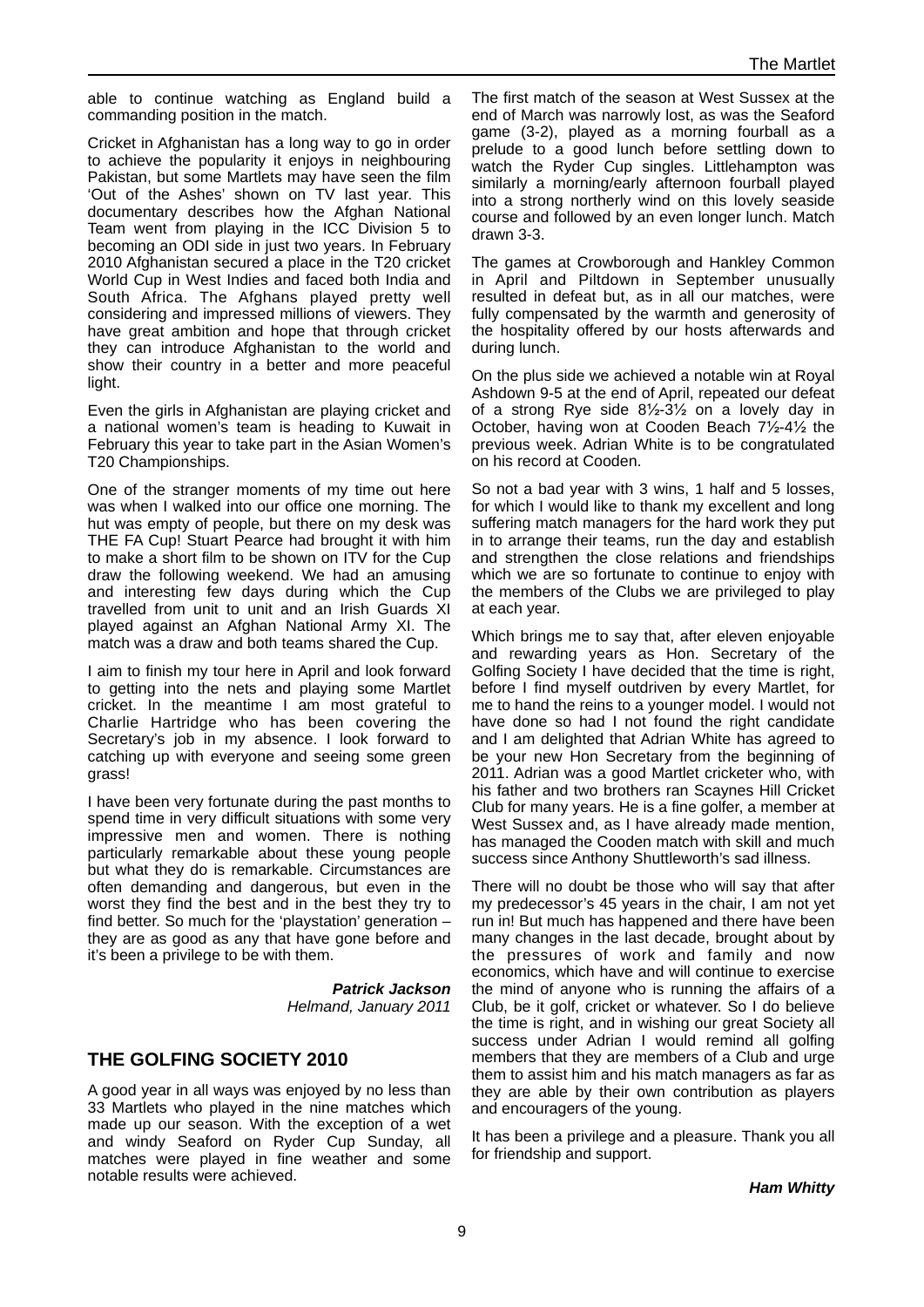able to continue watching as England build a commanding position in the match.

Cricket in Afghanistan has a long way to go in order to achieve the popularity it enjoys in neighbouring Pakistan, but some Martlets may have seen the film 'Out of the Ashes' shown on TV last year. This documentary describes how the Afghan National Team went from playing in the ICC Division 5 to becoming an ODI side in just two years. In February 2010 Afghanistan secured a place in the T20 cricket World Cup in West Indies and faced both India and South Africa. The Afghans played pretty well considering and impressed millions of viewers. They have great ambition and hope that through cricket they can introduce Afghanistan to the world and show their country in a better and more peaceful light.

Even the girls in Afghanistan are playing cricket and a national women's team is heading to Kuwait in February this year to take part in the Asian Women's T20 Championships.

One of the stranger moments of my time out here was when I walked into our office one morning. The hut was empty of people, but there on my desk was THE FA Cup! Stuart Pearce had brought it with him to make a short film to be shown on ITV for the Cup draw the following weekend. We had an amusing and interesting few days during which the Cup travelled from unit to unit and an Irish Guards XI played against an Afghan National Army XI. The match was a draw and both teams shared the Cup.

I aim to finish my tour here in April and look forward to getting into the nets and playing some Martlet cricket. In the meantime I am most grateful to Charlie Hartridge who has been covering the Secretary's job in my absence. I look forward to catching up with everyone and seeing some green grass!

I have been very fortunate during the past months to spend time in very difficult situations with some very impressive men and women. There is nothing particularly remarkable about these young people but what they do is remarkable. Circumstances are often demanding and dangerous, but even in the worst they find the best and in the best they try to find better. So much for the 'playstation' generation – they are as good as any that have gone before and it's been a privilege to be with them.

***Patrick Jackson***
*Helmand, January 2011*

## THE GOLFING SOCIETY 2010

A good year in all ways was enjoyed by no less than 33 Martlets who played in the nine matches which made up our season. With the exception of a wet and windy Seaford on Ryder Cup Sunday, all matches were played in fine weather and some notable results were achieved.

The first match of the season at West Sussex at the end of March was narrowly lost, as was the Seaford game (3-2), played as a morning fourball as a prelude to a good lunch before settling down to watch the Ryder Cup singles. Littlehampton was similarly a morning/early afternoon fourball played into a strong northerly wind on this lovely seaside course and followed by an even longer lunch. Match drawn 3-3.

The games at Crowborough and Hankley Common in April and Piltdown in September unusually resulted in defeat but, as in all our matches, were fully compensated by the warmth and generosity of the hospitality offered by our hosts afterwards and during lunch.

On the plus side we achieved a notable win at Royal Ashdown 9-5 at the end of April, repeated our defeat of a strong Rye side 8½-3½ on a lovely day in October, having won at Cooden Beach 7½-4½ the previous week. Adrian White is to be congratulated on his record at Cooden.

So not a bad year with 3 wins, 1 half and 5 losses, for which I would like to thank my excellent and long suffering match managers for the hard work they put in to arrange their teams, run the day and establish and strengthen the close relations and friendships which we are so fortunate to continue to enjoy with the members of the Clubs we are privileged to play at each year.

Which brings me to say that, after eleven enjoyable and rewarding years as Hon. Secretary of the Golfing Society I have decided that the time is right, before I find myself outdriven by every Martlet, for me to hand the reins to a younger model. I would not have done so had I not found the right candidate and I am delighted that Adrian White has agreed to be your new Hon Secretary from the beginning of 2011. Adrian was a good Martlet cricketer who, with his father and two brothers ran Scaynes Hill Cricket Club for many years. He is a fine golfer, a member at West Sussex and, as I have already made mention, has managed the Cooden match with skill and much success since Anthony Shuttleworth's sad illness.

There will no doubt be those who will say that after my predecessor's 45 years in the chair, I am not yet run in! But much has happened and there have been many changes in the last decade, brought about by the pressures of work and family and now economics, which have and will continue to exercise the mind of anyone who is running the affairs of a Club, be it golf, cricket or whatever. So I do believe the time is right, and in wishing our great Society all success under Adrian I would remind all golfing members that they are members of a Club and urge them to assist him and his match managers as far as they are able by their own contribution as players and encouragers of the young.

It has been a privilege and a pleasure. Thank you all for friendship and support.

***Ham Whitty***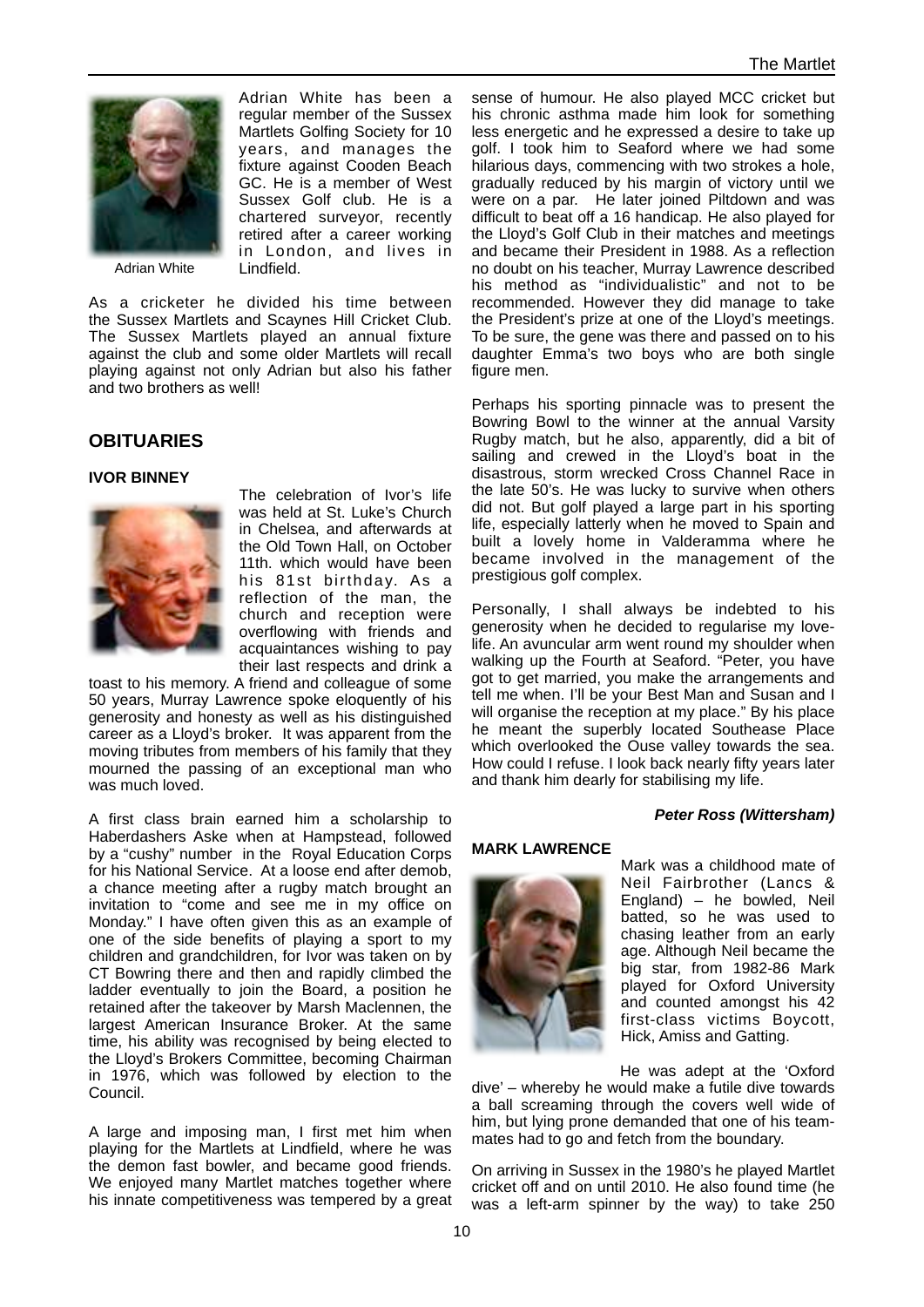Adrian White

Adrian White has been a regular member of the Sussex Martlets Golfing Society for 10 years, and manages the fixture against Cooden Beach GC. He is a member of West Sussex Golf club. He is a chartered surveyor, recently retired after a career working in London, and lives in Lindfield.

As a cricketer he divided his time between the Sussex Martlets and Scaynes Hill Cricket Club. The Sussex Martlets played an annual fixture against the club and some older Martlets will recall playing against not only Adrian but also his father and two brothers as well!

## OBITUARIES

### IVOR BINNEY

The celebration of Ivor's life was held at St. Luke's Church in Chelsea, and afterwards at the Old Town Hall, on October 11th. which would have been his 81st birthday. As a reflection of the man, the church and reception were overflowing with friends and acquaintances wishing to pay their last respects and drink a toast to his memory. A friend and colleague of some 50 years, Murray Lawrence spoke eloquently of his generosity and honesty as well as his distinguished career as a Lloyd's broker. It was apparent from the moving tributes from members of his family that they mourned the passing of an exceptional man who was much loved.

A first class brain earned him a scholarship to Haberdashers Aske when at Hampstead, followed by a "cushy" number in the Royal Education Corps for his National Service. At a loose end after demob, a chance meeting after a rugby match brought an invitation to "come and see me in my office on Monday." I have often given this as an example of one of the side benefits of playing a sport to my children and grandchildren, for Ivor was taken on by CT Bowring there and then and rapidly climbed the ladder eventually to join the Board, a position he retained after the takeover by Marsh Maclennen, the largest American Insurance Broker. At the same time, his ability was recognised by being elected to the Lloyd's Brokers Committee, becoming Chairman in 1976, which was followed by election to the Council.

A large and imposing man, I first met him when playing for the Martlets at Lindfield, where he was the demon fast bowler, and became good friends. We enjoyed many Martlet matches together where his innate competitiveness was tempered by a great sense of humour. He also played MCC cricket but his chronic asthma made him look for something less energetic and he expressed a desire to take up golf. I took him to Seaford where we had some hilarious days, commencing with two strokes a hole, gradually reduced by his margin of victory until we were on a par. He later joined Piltdown and was difficult to beat off a 16 handicap. He also played for the Lloyd's Golf Club in their matches and meetings and became their President in 1988. As a reflection no doubt on his teacher, Murray Lawrence described his method as "individualistic" and not to be recommended. However they did manage to take the President's prize at one of the Lloyd's meetings. To be sure, the gene was there and passed on to his daughter Emma's two boys who are both single figure men.

Perhaps his sporting pinnacle was to present the Bowring Bowl to the winner at the annual Varsity Rugby match, but he also, apparently, did a bit of sailing and crewed in the Lloyd's boat in the disastrous, storm wrecked Cross Channel Race in the late 50's. He was lucky to survive when others did not. But golf played a large part in his sporting life, especially latterly when he moved to Spain and built a lovely home in Valderamma where he became involved in the management of the prestigious golf complex.

Personally, I shall always be indebted to his generosity when he decided to regularise my love-life. An avuncular arm went round my shoulder when walking up the Fourth at Seaford. "Peter, you have got to get married, you make the arrangements and tell me when. I'll be your Best Man and Susan and I will organise the reception at my place." By his place he meant the superbly located Southease Place which overlooked the Ouse valley towards the sea. How could I refuse. I look back nearly fifty years later and thank him dearly for stabilising my life.

***Peter Ross (Wittersham)***

### MARK LAWRENCE

Mark was a childhood mate of Neil Fairbrother (Lancs & England) – he bowled, Neil batted, so he was used to chasing leather from an early age. Although Neil became the big star, from 1982-86 Mark played for Oxford University and counted amongst his 42 first-class victims Boycott, Hick, Amiss and Gatting.

He was adept at the 'Oxford dive' – whereby he would make a futile dive towards a ball screaming through the covers well wide of him, but lying prone demanded that one of his team-mates had to go and fetch from the boundary.

On arriving in Sussex in the 1980's he played Martlet cricket off and on until 2010. He also found time (he was a left-arm spinner by the way) to take 250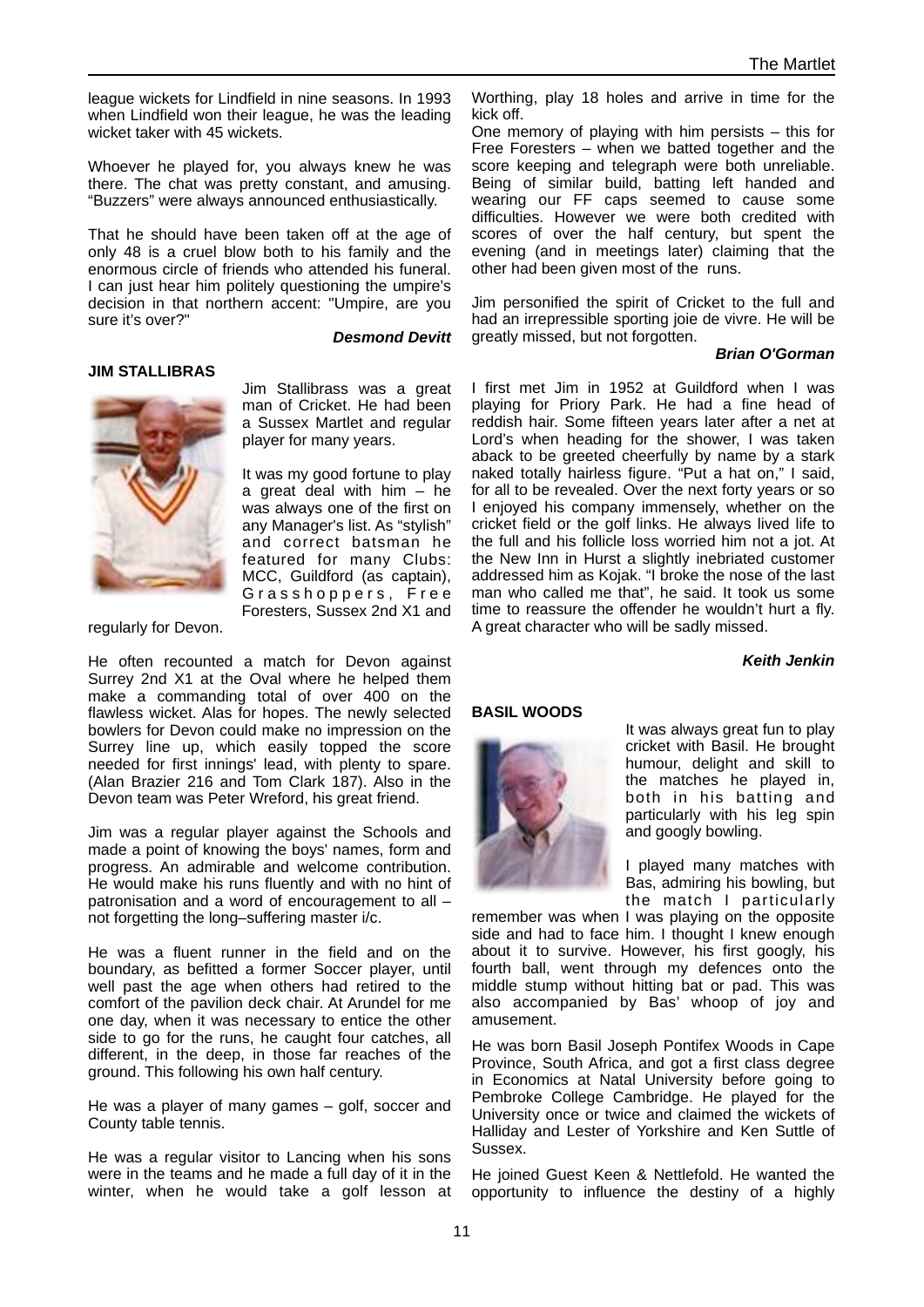league wickets for Lindfield in nine seasons. In 1993 when Lindfield won their league, he was the leading wicket taker with 45 wickets.

Whoever he played for, you always knew he was there. The chat was pretty constant, and amusing. "Buzzers" were always announced enthusiastically.

That he should have been taken off at the age of only 48 is a cruel blow both to his family and the enormous circle of friends who attended his funeral. I can just hear him politely questioning the umpire's decision in that northern accent: "Umpire, are you sure it's over?"

***Desmond Devitt***

**JIM STALLIBRAS**

Jim Stallibrass was a great man of Cricket. He had been a Sussex Martlet and regular player for many years.

It was my good fortune to play a great deal with him – he was always one of the first on any Manager's list. As "stylish" and correct batsman he featured for many Clubs: MCC, Guildford (as captain), Grasshoppers, Free Foresters, Sussex 2nd X1 and regularly for Devon.

He often recounted a match for Devon against Surrey 2nd X1 at the Oval where he helped them make a commanding total of over 400 on the flawless wicket. Alas for hopes. The newly selected bowlers for Devon could make no impression on the Surrey line up, which easily topped the score needed for first innings' lead, with plenty to spare. (Alan Brazier 216 and Tom Clark 187). Also in the Devon team was Peter Wreford, his great friend.

Jim was a regular player against the Schools and made a point of knowing the boys' names, form and progress. An admirable and welcome contribution. He would make his runs fluently and with no hint of patronisation and a word of encouragement to all – not forgetting the long–suffering master i/c.

He was a fluent runner in the field and on the boundary, as befitted a former Soccer player, until well past the age when others had retired to the comfort of the pavilion deck chair. At Arundel for me one day, when it was necessary to entice the other side to go for the runs, he caught four catches, all different, in the deep, in those far reaches of the ground. This following his own half century.

He was a player of many games – golf, soccer and County table tennis.

He was a regular visitor to Lancing when his sons were in the teams and he made a full day of it in the winter, when he would take a golf lesson at Worthing, play 18 holes and arrive in time for the kick off.

One memory of playing with him persists – this for Free Foresters – when we batted together and the score keeping and telegraph were both unreliable. Being of similar build, batting left handed and wearing our FF caps seemed to cause some difficulties. However we were both credited with scores of over the half century, but spent the evening (and in meetings later) claiming that the other had been given most of the runs.

Jim personified the spirit of Cricket to the full and had an irrepressible sporting joie de vivre. He will be greatly missed, but not forgotten.

***Brian O'Gorman***

I first met Jim in 1952 at Guildford when I was playing for Priory Park. He had a fine head of reddish hair. Some fifteen years later after a net at Lord's when heading for the shower, I was taken aback to be greeted cheerfully by name by a stark naked totally hairless figure. "Put a hat on," I said, for all to be revealed. Over the next forty years or so I enjoyed his company immensely, whether on the cricket field or the golf links. He always lived life to the full and his follicle loss worried him not a jot. At the New Inn in Hurst a slightly inebriated customer addressed him as Kojak. "I broke the nose of the last man who called me that", he said. It took us some time to reassure the offender he wouldn't hurt a fly. A great character who will be sadly missed.

***Keith Jenkin***

**BASIL WOODS**

It was always great fun to play cricket with Basil. He brought humour, delight and skill to the matches he played in, both in his batting and particularly with his leg spin and googly bowling.

I played many matches with Bas, admiring his bowling, but the match I particularly remember was when I was playing on the opposite side and had to face him. I thought I knew enough about it to survive. However, his first googly, his fourth ball, went through my defences onto the middle stump without hitting bat or pad. This was also accompanied by Bas' whoop of joy and amusement.

He was born Basil Joseph Pontifex Woods in Cape Province, South Africa, and got a first class degree in Economics at Natal University before going to Pembroke College Cambridge. He played for the University once or twice and claimed the wickets of Halliday and Lester of Yorkshire and Ken Suttle of Sussex.

He joined Guest Keen & Nettlefold. He wanted the opportunity to influence the destiny of a highly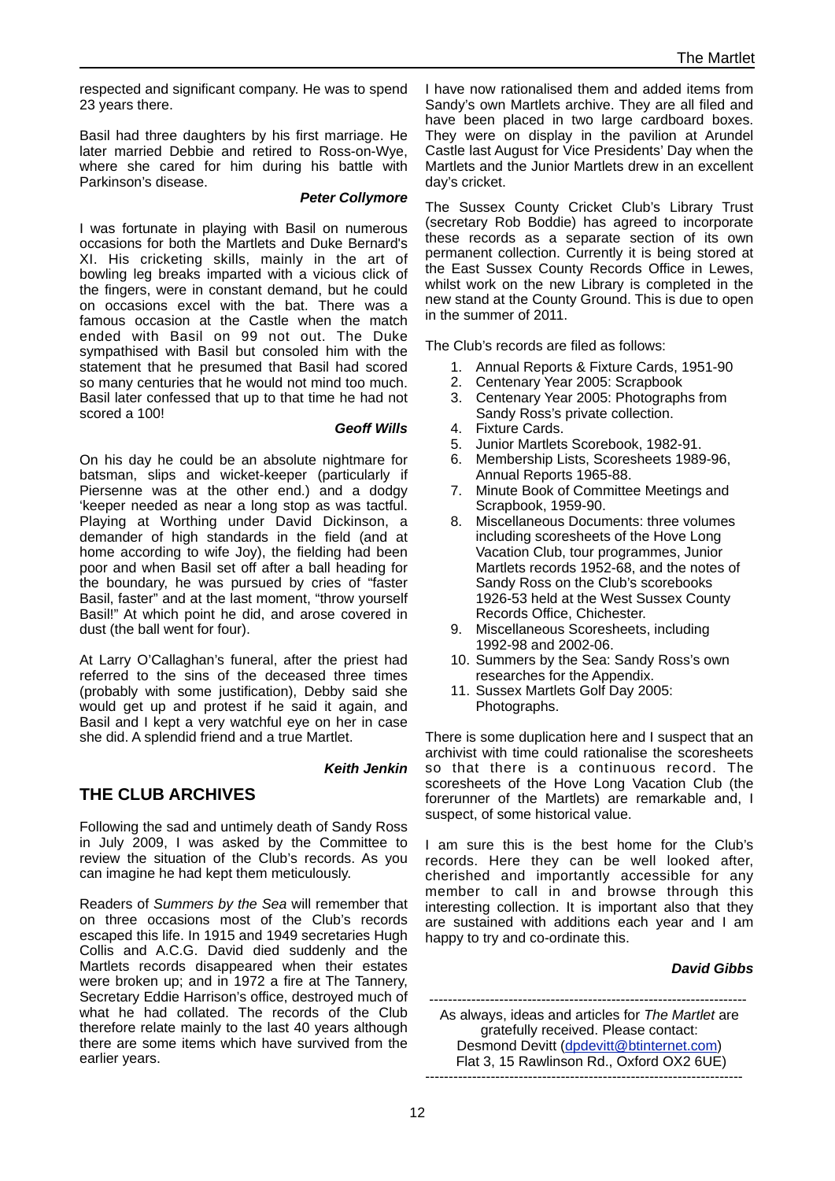respected and significant company. He was to spend 23 years there.

Basil had three daughters by his first marriage. He later married Debbie and retired to Ross-on-Wye, where she cared for him during his battle with Parkinson's disease.

***Peter Collymore***

I was fortunate in playing with Basil on numerous occasions for both the Martlets and Duke Bernard's XI. His cricketing skills, mainly in the art of bowling leg breaks imparted with a vicious click of the fingers, were in constant demand, but he could on occasions excel with the bat. There was a famous occasion at the Castle when the match ended with Basil on 99 not out. The Duke sympathised with Basil but consoled him with the statement that he presumed that Basil had scored so many centuries that he would not mind too much. Basil later confessed that up to that time he had not scored a 100!

***Geoff Wills***

On his day he could be an absolute nightmare for batsman, slips and wicket-keeper (particularly if Piersenne was at the other end.) and a dodgy 'keeper needed as near a long stop as was tactful. Playing at Worthing under David Dickinson, a demander of high standards in the field (and at home according to wife Joy), the fielding had been poor and when Basil set off after a ball heading for the boundary, he was pursued by cries of "faster Basil, faster" and at the last moment, "throw yourself Basil!" At which point he did, and arose covered in dust (the ball went for four).

At Larry O'Callaghan's funeral, after the priest had referred to the sins of the deceased three times (probably with some justification), Debby said she would get up and protest if he said it again, and Basil and I kept a very watchful eye on her in case she did. A splendid friend and a true Martlet.

***Keith Jenkin***

## THE CLUB ARCHIVES

Following the sad and untimely death of Sandy Ross in July 2009, I was asked by the Committee to review the situation of the Club's records. As you can imagine he had kept them meticulously.

Readers of *Summers by the Sea* will remember that on three occasions most of the Club's records escaped this life. In 1915 and 1949 secretaries Hugh Collis and A.C.G. David died suddenly and the Martlets records disappeared when their estates were broken up; and in 1972 a fire at The Tannery, Secretary Eddie Harrison's office, destroyed much of what he had collated. The records of the Club therefore relate mainly to the last 40 years although there are some items which have survived from the earlier years.

I have now rationalised them and added items from Sandy's own Martlets archive. They are all filed and have been placed in two large cardboard boxes. They were on display in the pavilion at Arundel Castle last August for Vice Presidents' Day when the Martlets and the Junior Martlets drew in an excellent day's cricket.

The Sussex County Cricket Club's Library Trust (secretary Rob Boddie) has agreed to incorporate these records as a separate section of its own permanent collection. Currently it is being stored at the East Sussex County Records Office in Lewes, whilst work on the new Library is completed in the new stand at the County Ground. This is due to open in the summer of 2011.

The Club's records are filed as follows:

1. Annual Reports & Fixture Cards, 1951-90
2. Centenary Year 2005: Scrapbook
3. Centenary Year 2005: Photographs from Sandy Ross's private collection.
4. Fixture Cards.
5. Junior Martlets Scorebook, 1982-91.
6. Membership Lists, Scoresheets 1989-96, Annual Reports 1965-88.
7. Minute Book of Committee Meetings and Scrapbook, 1959-90.
8. Miscellaneous Documents: three volumes including scoresheets of the Hove Long Vacation Club, tour programmes, Junior Martlets records 1952-68, and the notes of Sandy Ross on the Club's scorebooks 1926-53 held at the West Sussex County Records Office, Chichester.
9. Miscellaneous Scoresheets, including 1992-98 and 2002-06.
10. Summers by the Sea: Sandy Ross's own researches for the Appendix.
11. Sussex Martlets Golf Day 2005: Photographs.

There is some duplication here and I suspect that an archivist with time could rationalise the scoresheets so that there is a continuous record. The scoresheets of the Hove Long Vacation Club (the forerunner of the Martlets) are remarkable and, I suspect, of some historical value.

I am sure this is the best home for the Club's records. Here they can be well looked after, cherished and importantly accessible for any member to call in and browse through this interesting collection. It is important also that they are sustained with additions each year and I am happy to try and co-ordinate this.

***David Gibbs***

---

As always, ideas and articles for *The Martlet* are gratefully received. Please contact:
Desmond Devitt (dpdevitt@btinternet.com)
Flat 3, 15 Rawlinson Rd., Oxford OX2 6UE)

---